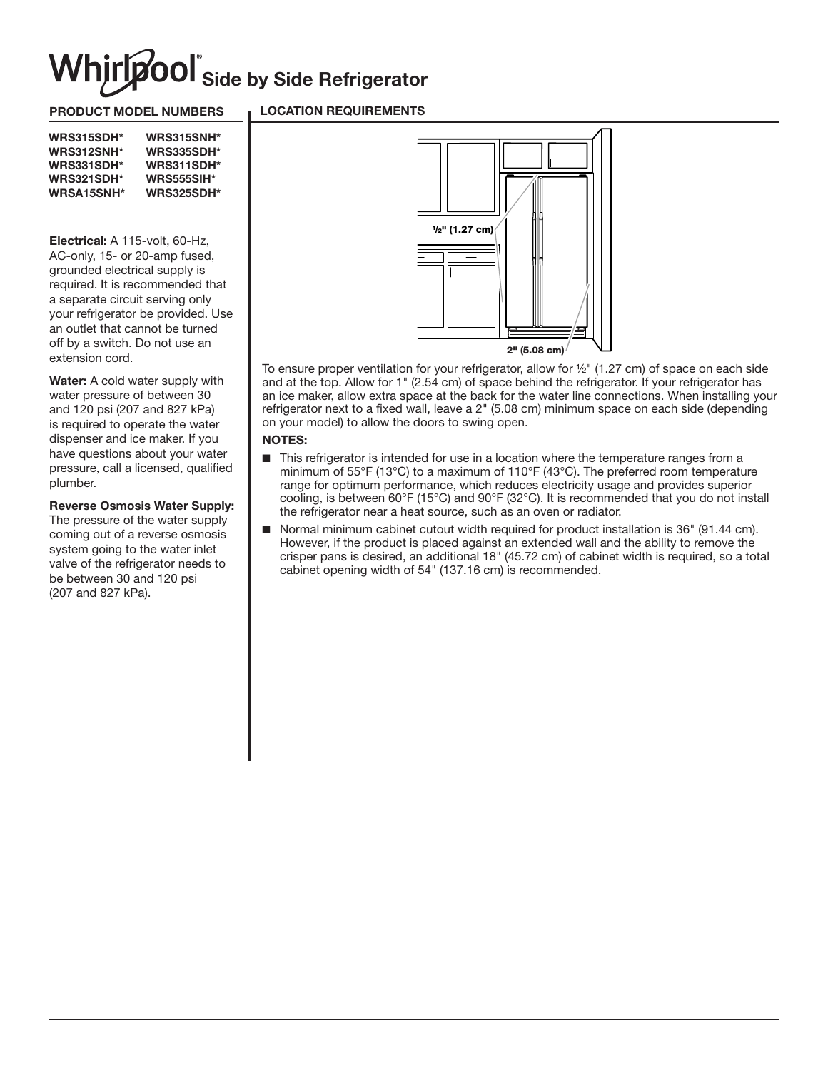# Whirlpool® Side by Side Refrigerator

## PRODUCT MODEL NUMBERS

| | |
|---|---|
| WRS315SDH* | WRS315SNH* |
| WRS312SNH* | WRS335SDH* |
| WRS331SDH* | WRS311SDH* |
| WRS321SDH* | WRS555SIH* |
| WRSA15SNH* | WRS325SDH* |

**Electrical:** A 115-volt, 60-Hz, AC-only, 15- or 20-amp fused, grounded electrical supply is required. It is recommended that a separate circuit serving only your refrigerator be provided. Use an outlet that cannot be turned off by a switch. Do not use an extension cord.

**Water:** A cold water supply with water pressure of between 30 and 120 psi (207 and 827 kPa) is required to operate the water dispenser and ice maker. If you have questions about your water pressure, call a licensed, qualified plumber.

**Reverse Osmosis Water Supply:** The pressure of the water supply coming out of a reverse osmosis system going to the water inlet valve of the refrigerator needs to be between 30 and 120 psi (207 and 827 kPa).

## LOCATION REQUIREMENTS

½" (1.27 cm)

2" (5.08 cm)

To ensure proper ventilation for your refrigerator, allow for ½" (1.27 cm) of space on each side and at the top. Allow for 1" (2.54 cm) of space behind the refrigerator. If your refrigerator has an ice maker, allow extra space at the back for the water line connections. When installing your refrigerator next to a fixed wall, leave a 2" (5.08 cm) minimum space on each side (depending on your model) to allow the doors to swing open.

**NOTES:**

- This refrigerator is intended for use in a location where the temperature ranges from a minimum of 55°F (13°C) to a maximum of 110°F (43°C). The preferred room temperature range for optimum performance, which reduces electricity usage and provides superior cooling, is between 60°F (15°C) and 90°F (32°C). It is recommended that you do not install the refrigerator near a heat source, such as an oven or radiator.
- Normal minimum cabinet cutout width required for product installation is 36" (91.44 cm). However, if the product is placed against an extended wall and the ability to remove the crisper pans is desired, an additional 18" (45.72 cm) of cabinet width is required, so a total cabinet opening width of 54" (137.16 cm) is recommended.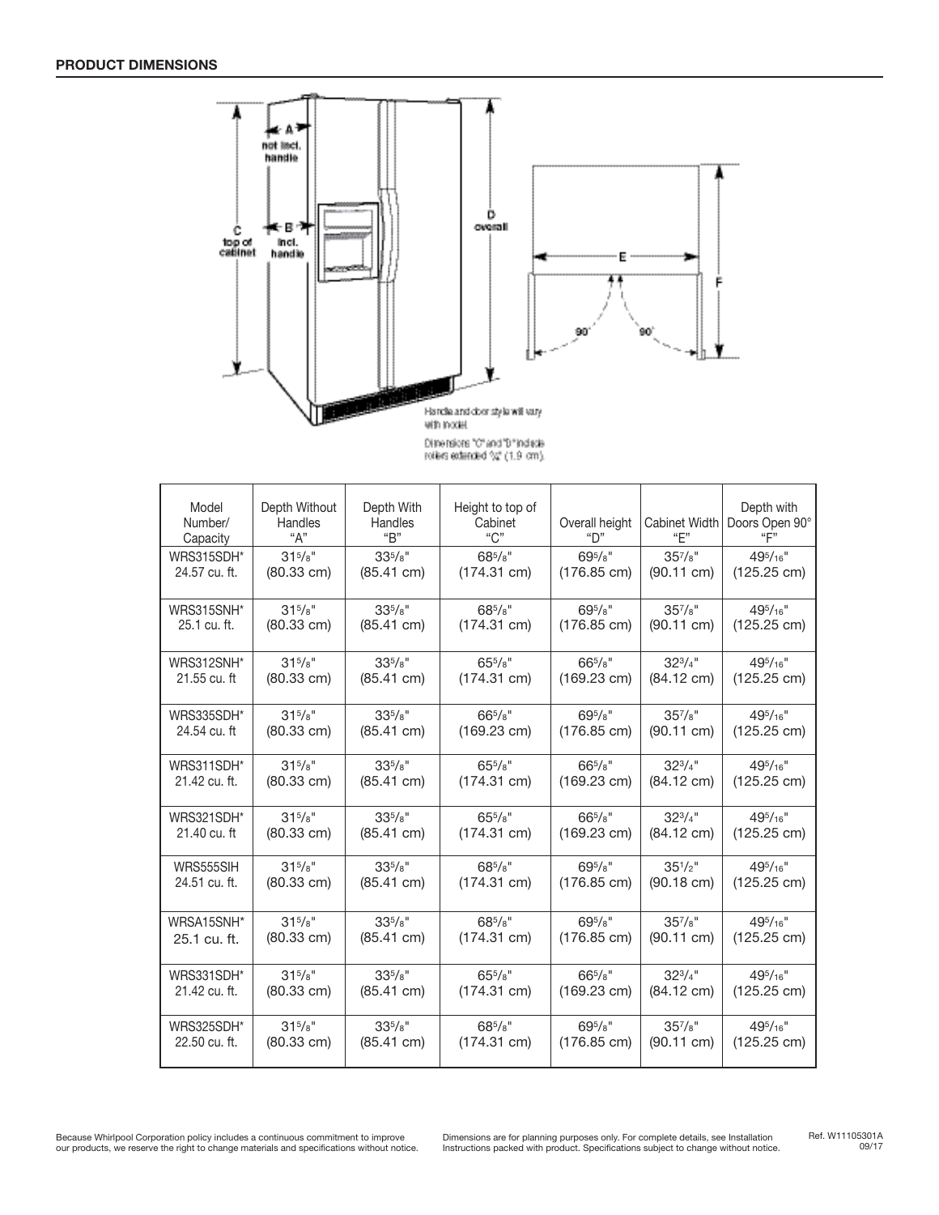## PRODUCT DIMENSIONS

A not incl. handle

B incl. handle

C top of cabinet

D overall

E

F

90°

90°

Handle and door style will vary with model.

Dimensions "C" and "D" indicate rollers extended ¾" (1.9 cm).

| Model Number/ Capacity | Depth Without Handles "A" | Depth With Handles "B" | Height to top of Cabinet "C" | Overall height "D" | Cabinet Width "E" | Depth with Doors Open 90° "F" |
|---|---|---|---|---|---|---|
| WRS315SDH* 24.57 cu. ft. | 31⅝" (80.33 cm) | 33⅝" (85.41 cm) | 68⅝" (174.31 cm) | 69⅝" (176.85 cm) | 35⅞" (90.11 cm) | 49⁵⁄₁₆" (125.25 cm) |
| WRS315SNH* 25.1 cu. ft. | 31⅝" (80.33 cm) | 33⅝" (85.41 cm) | 68⅝" (174.31 cm) | 69⅝" (176.85 cm) | 35⅞" (90.11 cm) | 49⁵⁄₁₆" (125.25 cm) |
| WRS312SNH* 21.55 cu. ft | 31⅝" (80.33 cm) | 33⅝" (85.41 cm) | 65⅝" (174.31 cm) | 66⅝" (169.23 cm) | 32¾" (84.12 cm) | 49⁵⁄₁₆" (125.25 cm) |
| WRS335SDH* 24.54 cu. ft | 31⅝" (80.33 cm) | 33⅝" (85.41 cm) | 66⅝" (169.23 cm) | 69⅝" (176.85 cm) | 35⅞" (90.11 cm) | 49⁵⁄₁₆" (125.25 cm) |
| WRS311SDH* 21.42 cu. ft. | 31⅝" (80.33 cm) | 33⅝" (85.41 cm) | 65⅝" (174.31 cm) | 66⅝" (169.23 cm) | 32¾" (84.12 cm) | 49⁵⁄₁₆" (125.25 cm) |
| WRS321SDH* 21.40 cu. ft | 31⅝" (80.33 cm) | 33⅝" (85.41 cm) | 65⅝" (174.31 cm) | 66⅝" (169.23 cm) | 32¾" (84.12 cm) | 49⁵⁄₁₆" (125.25 cm) |
| WRS555SIH 24.51 cu. ft. | 31⅝" (80.33 cm) | 33⅝" (85.41 cm) | 68⅝" (174.31 cm) | 69⅝" (176.85 cm) | 35½" (90.18 cm) | 49⁵⁄₁₆" (125.25 cm) |
| WRSA15SNH* 25.1 cu. ft. | 31⅝" (80.33 cm) | 33⅝" (85.41 cm) | 68⅝" (174.31 cm) | 69⅝" (176.85 cm) | 35⅞" (90.11 cm) | 49⁵⁄₁₆" (125.25 cm) |
| WRS331SDH* 21.42 cu. ft. | 31⅝" (80.33 cm) | 33⅝" (85.41 cm) | 65⅝" (174.31 cm) | 66⅝" (169.23 cm) | 32¾" (84.12 cm) | 49⁵⁄₁₆" (125.25 cm) |
| WRS325SDH* 22.50 cu. ft. | 31⅝" (80.33 cm) | 33⅝" (85.41 cm) | 68⅝" (174.31 cm) | 69⅝" (176.85 cm) | 35⅞" (90.11 cm) | 49⁵⁄₁₆" (125.25 cm) |

Because Whirlpool Corporation policy includes a continuous commitment to improve our products, we reserve the right to change materials and specifications without notice.

Dimensions are for planning purposes only. For complete details, see Installation Instructions packed with product. Specifications subject to change without notice.

Ref. W11105301A 09/17